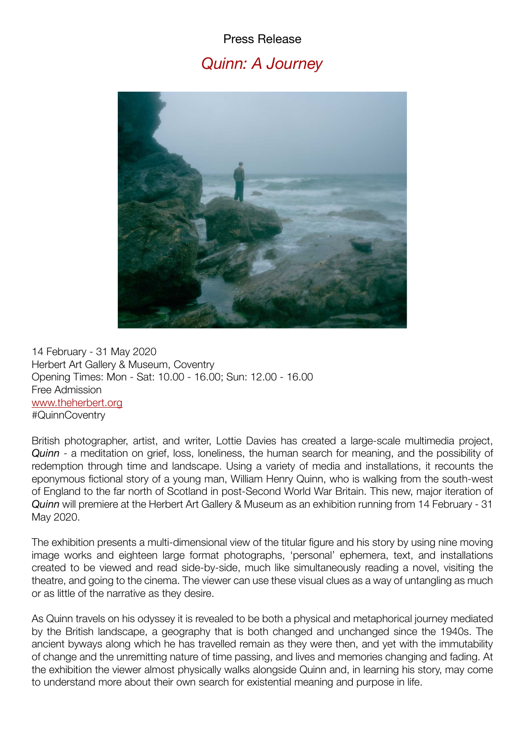Press Release

# *Quinn: A Journey*

14 February - 31 May 2020
Herbert Art Gallery & Museum, Coventry
Opening Times: Mon - Sat: 10.00 - 16.00; Sun: 12.00 - 16.00
Free Admission
www.theherbert.org
#QuinnCoventry

British photographer, artist, and writer, Lottie Davies has created a large-scale multimedia project, ***Quinn*** - a meditation on grief, loss, loneliness, the human search for meaning, and the possibility of redemption through time and landscape. Using a variety of media and installations, it recounts the eponymous fictional story of a young man, William Henry Quinn, who is walking from the south-west of England to the far north of Scotland in post-Second World War Britain. This new, major iteration of ***Quinn*** will premiere at the Herbert Art Gallery & Museum as an exhibition running from 14 February - 31 May 2020.

The exhibition presents a multi-dimensional view of the titular figure and his story by using nine moving image works and eighteen large format photographs, 'personal' ephemera, text, and installations created to be viewed and read side-by-side, much like simultaneously reading a novel, visiting the theatre, and going to the cinema. The viewer can use these visual clues as a way of untangling as much or as little of the narrative as they desire.

As Quinn travels on his odyssey it is revealed to be both a physical and metaphorical journey mediated by the British landscape, a geography that is both changed and unchanged since the 1940s. The ancient byways along which he has travelled remain as they were then, and yet with the immutability of change and the unremitting nature of time passing, and lives and memories changing and fading. At the exhibition the viewer almost physically walks alongside Quinn and, in learning his story, may come to understand more about their own search for existential meaning and purpose in life.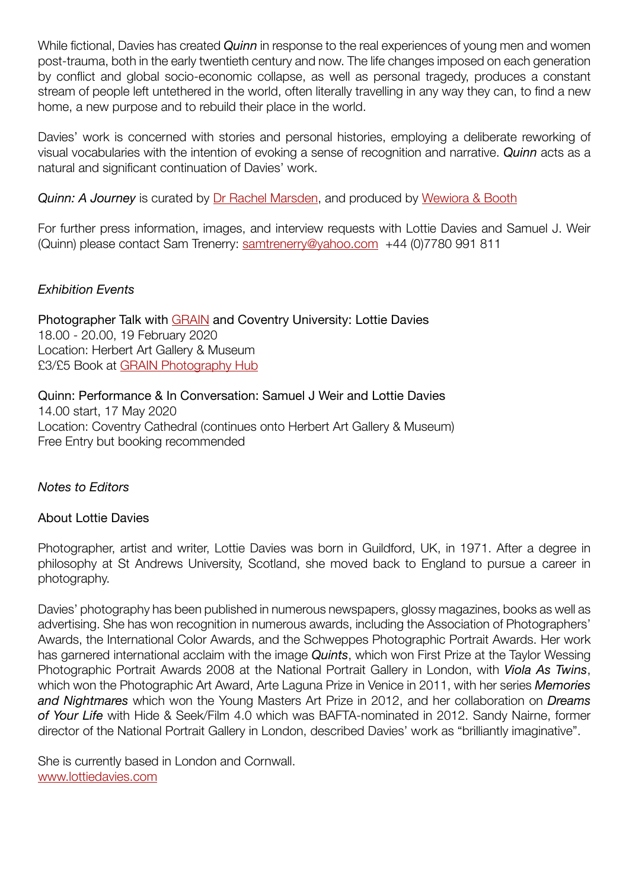While fictional, Davies has created *Quinn* in response to the real experiences of young men and women post-trauma, both in the early twentieth century and now. The life changes imposed on each generation by conflict and global socio-economic collapse, as well as personal tragedy, produces a constant stream of people left untethered in the world, often literally travelling in any way they can, to find a new home, a new purpose and to rebuild their place in the world.

Davies' work is concerned with stories and personal histories, employing a deliberate reworking of visual vocabularies with the intention of evoking a sense of recognition and narrative. *Quinn* acts as a natural and significant continuation of Davies' work.

*Quinn: A Journey* is curated by Dr Rachel Marsden, and produced by Wewiora & Booth

For further press information, images, and interview requests with Lottie Davies and Samuel J. Weir (Quinn) please contact Sam Trenerry: samtrenerry@yahoo.com +44 (0)7780 991 811

*Exhibition Events*

Photographer Talk with GRAIN and Coventry University: Lottie Davies
18.00 - 20.00, 19 February 2020
Location: Herbert Art Gallery & Museum
£3/£5 Book at GRAIN Photography Hub

Quinn: Performance & In Conversation: Samuel J Weir and Lottie Davies
14.00 start, 17 May 2020
Location: Coventry Cathedral (continues onto Herbert Art Gallery & Museum)
Free Entry but booking recommended

*Notes to Editors*

About Lottie Davies

Photographer, artist and writer, Lottie Davies was born in Guildford, UK, in 1971. After a degree in philosophy at St Andrews University, Scotland, she moved back to England to pursue a career in photography.

Davies' photography has been published in numerous newspapers, glossy magazines, books as well as advertising. She has won recognition in numerous awards, including the Association of Photographers' Awards, the International Color Awards, and the Schweppes Photographic Portrait Awards. Her work has garnered international acclaim with the image ***Quints***, which won First Prize at the Taylor Wessing Photographic Portrait Awards 2008 at the National Portrait Gallery in London, with ***Viola As Twins***, which won the Photographic Art Award, Arte Laguna Prize in Venice in 2011, with her series ***Memories and Nightmares*** which won the Young Masters Art Prize in 2012, and her collaboration on ***Dreams of Your Life*** with Hide & Seek/Film 4.0 which was BAFTA-nominated in 2012. Sandy Nairne, former director of the National Portrait Gallery in London, described Davies' work as "brilliantly imaginative".

She is currently based in London and Cornwall.
www.lottiedavies.com